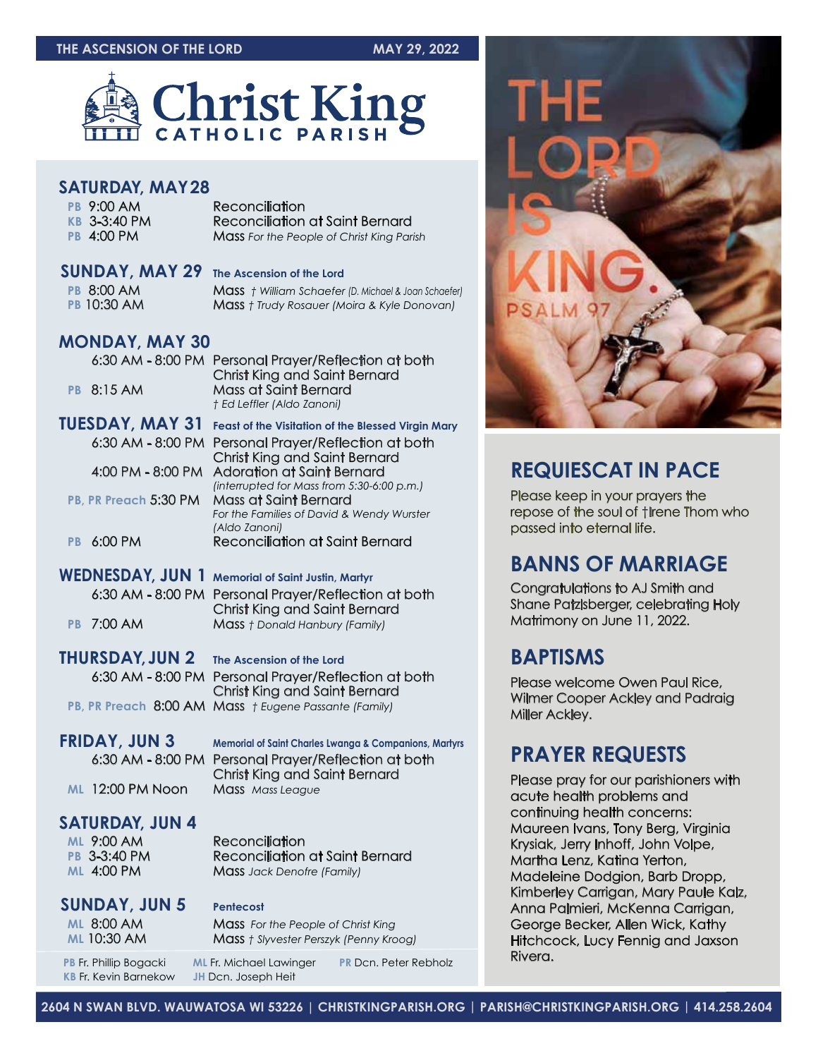THE ASCENSION OF THE LORD MAY 29, 2022

# Christ King CATHOLIC PARISH

## SATURDAY, MAY 28

PB 9:00 AM Reconciliation
KB 3-3:40 PM Reconciliation at Saint Bernard
PB 4:00 PM Mass *For the People of Christ King Parish*

## SUNDAY, MAY 29 The Ascension of the Lord

PB 8:00 AM Mass *† William Schaefer (D. Michael & Joan Schaefer)*
PB 10:30 AM Mass *† Trudy Rosauer (Moira & Kyle Donovan)*

## MONDAY, MAY 30

6:30 AM - 8:00 PM Personal Prayer/Reflection at both Christ King and Saint Bernard
PB 8:15 AM Mass at Saint Bernard
*† Ed Leffler (Aldo Zanoni)*

## TUESDAY, MAY 31 Feast of the Visitation of the Blessed Virgin Mary

6:30 AM - 8:00 PM Personal Prayer/Reflection at both Christ King and Saint Bernard
4:00 PM - 8:00 PM Adoration at Saint Bernard
*(interrupted for Mass from 5:30-6:00 p.m.)*
PB, PR Preach 5:30 PM Mass at Saint Bernard
*For the Families of David & Wendy Wurster (Aldo Zanoni)*
PB 6:00 PM Reconciliation at Saint Bernard

## WEDNESDAY, JUN 1 Memorial of Saint Justin, Martyr

6:30 AM - 8:00 PM Personal Prayer/Reflection at both Christ King and Saint Bernard
PB 7:00 AM Mass *† Donald Hanbury (Family)*

## THURSDAY, JUN 2 The Ascension of the Lord

6:30 AM - 8:00 PM Personal Prayer/Reflection at both Christ King and Saint Bernard
PB, PR Preach 8:00 AM Mass *† Eugene Passante (Family)*

## FRIDAY, JUN 3 Memorial of Saint Charles Lwanga & Companions, Martyrs

6:30 AM - 8:00 PM Personal Prayer/Reflection at both Christ King and Saint Bernard
ML 12:00 PM Noon Mass *Mass League*

## SATURDAY, JUN 4

ML 9:00 AM Reconciliation
PB 3-3:40 PM Reconciliation at Saint Bernard
ML 4:00 PM Mass *Jack Denofre (Family)*

## SUNDAY, JUN 5 Pentecost

ML 8:00 AM Mass *For the People of Christ King*
ML 10:30 AM Mass *† Slyvester Perszyk (Penny Kroog)*

PB Fr. Phillip Bogacki
KB Fr. Kevin Barnekow
ML Fr. Michael Lawinger
JH Dcn. Joseph Heit
PR Dcn. Peter Rebholz

THE LORD IS KING. PSALM 97

## REQUIESCAT IN PACE

Please keep in your prayers the repose of the soul of †Irene Thom who passed into eternal life.

## BANNS OF MARRIAGE

Congratulations to AJ Smith and Shane Patzlsberger, celebrating Holy Matrimony on June 11, 2022.

## BAPTISMS

Please welcome Owen Paul Rice, Wilmer Cooper Ackley and Padraig Miller Ackley.

## PRAYER REQUESTS

Please pray for our parishioners with acute health problems and continuing health concerns: Maureen Ivans, Tony Berg, Virginia Krysiak, Jerry Inhoff, John Volpe, Martha Lenz, Katina Yerton, Madeleine Dodgion, Barb Dropp, Kimberley Carrigan, Mary Paule Kalz, Anna Palmieri, McKenna Carrigan, George Becker, Allen Wick, Kathy Hitchcock, Lucy Fennig and Jaxson Rivera.

2604 N SWAN BLVD. WAUWATOSA WI 53226 | CHRISTKINGPARISH.ORG | PARISH@CHRISTKINGPARISH.ORG | 414.258.2604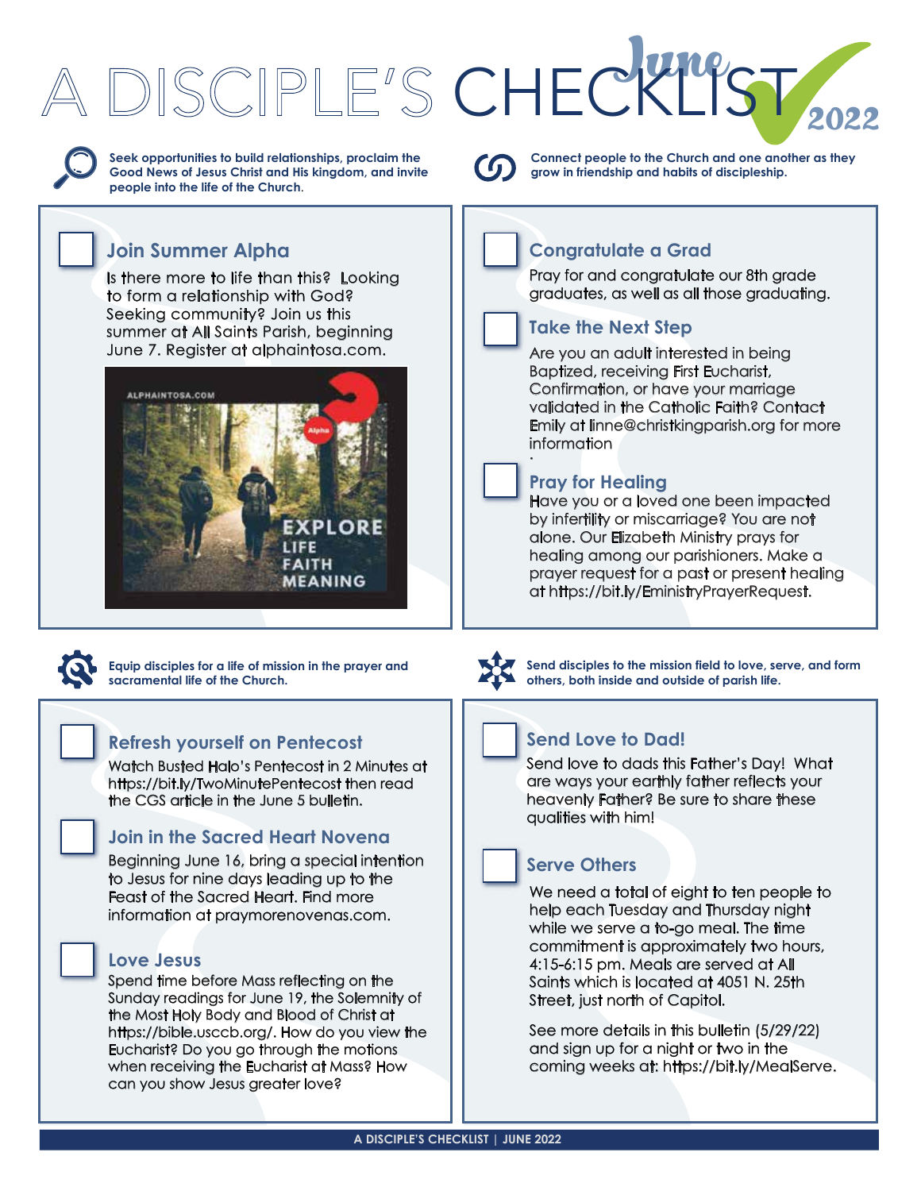# A DISCIPLE'S CHECKLIST June 2022

**Seek opportunities to build relationships, proclaim the Good News of Jesus Christ and His kingdom, and invite people into the life of the Church.**

## Join Summer Alpha

Is there more to life than this? Looking to form a relationship with God? Seeking community? Join us this summer at All Saints Parish, beginning June 7. Register at alphaintosa.com.

**Connect people to the Church and one another as they grow in friendship and habits of discipleship.**

## Congratulate a Grad

Pray for and congratulate our 8th grade graduates, as well as all those graduating.

## Take the Next Step

Are you an adult interested in being Baptized, receiving First Eucharist, Confirmation, or have your marriage validated in the Catholic Faith? Contact Emily at linne@christkingparish.org for more information.

## Pray for Healing

Have you or a loved one been impacted by infertility or miscarriage? You are not alone. Our Elizabeth Ministry prays for healing among our parishioners. Make a prayer request for a past or present healing at https://bit.ly/EministryPrayerRequest.

**Equip disciples for a life of mission in the prayer and sacramental life of the Church.**

## Refresh yourself on Pentecost

Watch Busted Halo's Pentecost in 2 Minutes at https://bit.ly/TwoMinutePentecost then read the CGS article in the June 5 bulletin.

## Join in the Sacred Heart Novena

Beginning June 16, bring a special intention to Jesus for nine days leading up to the Feast of the Sacred Heart. Find more information at praymorenovenas.com.

## Love Jesus

Spend time before Mass reflecting on the Sunday readings for June 19, the Solemnity of the Most Holy Body and Blood of Christ at https://bible.usccb.org/. How do you view the Eucharist? Do you go through the motions when receiving the Eucharist at Mass? How can you show Jesus greater love?

**Send disciples to the mission field to love, serve, and form others, both inside and outside of parish life.**

## Send Love to Dad!

Send love to dads this Father's Day! What are ways your earthly father reflects your heavenly Father? Be sure to share these qualities with him!

## Serve Others

We need a total of eight to ten people to help each Tuesday and Thursday night while we serve a to-go meal. The time commitment is approximately two hours, 4:15-6:15 pm. Meals are served at All Saints which is located at 4051 N. 25th Street, just north of Capitol.

See more details in this bulletin (5/29/22) and sign up for a night or two in the coming weeks at: https://bit.ly/MealServe.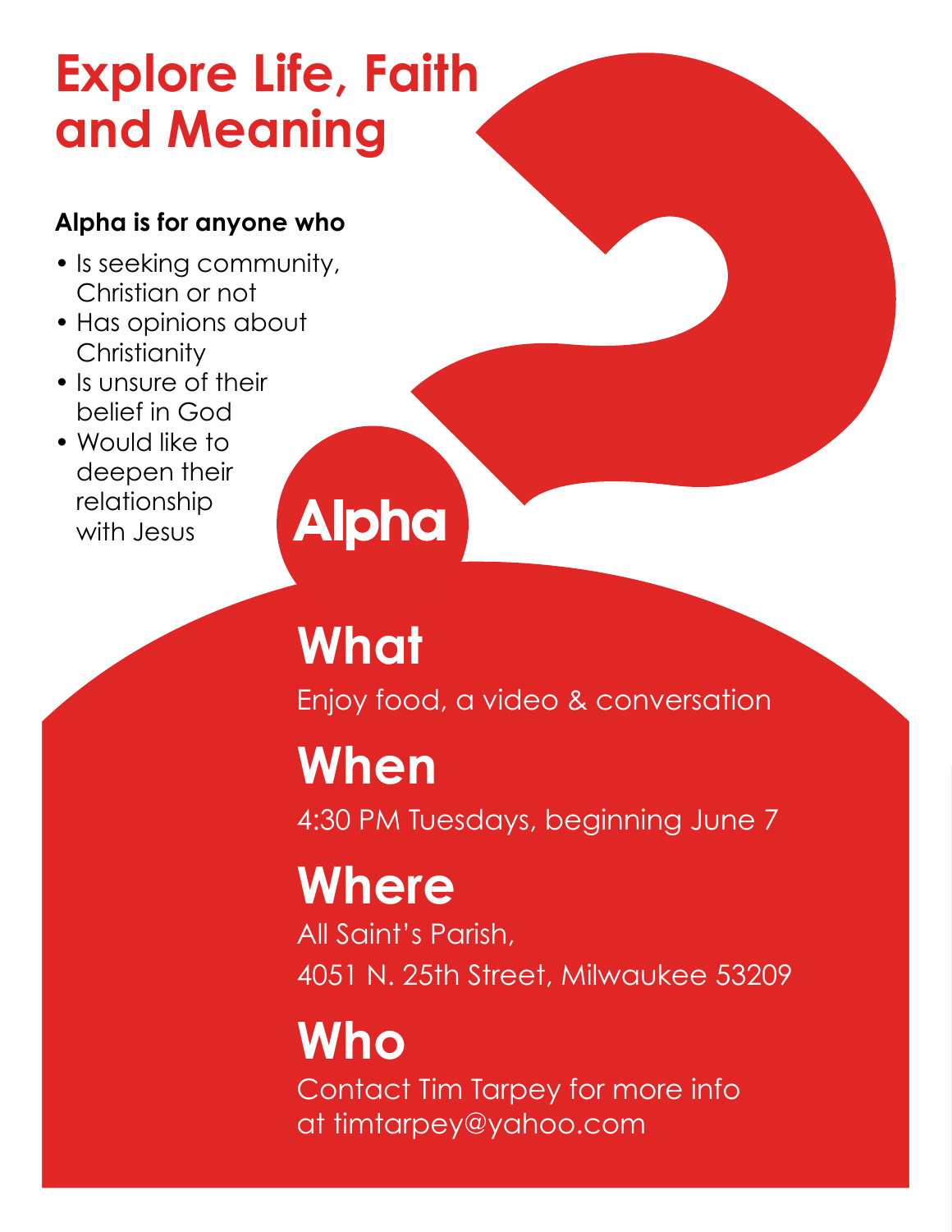# Explore Life, Faith and Meaning

**Alpha is for anyone who**

- Is seeking community, Christian or not
- Has opinions about Christianity
- Is unsure of their belief in God
- Would like to deepen their relationship with Jesus

Alpha

## What

Enjoy food, a video & conversation

## When

4:30 PM Tuesdays, beginning June 7

## Where

All Saint's Parish,
4051 N. 25th Street, Milwaukee 53209

## Who

Contact Tim Tarpey for more info at timtarpey@yahoo.com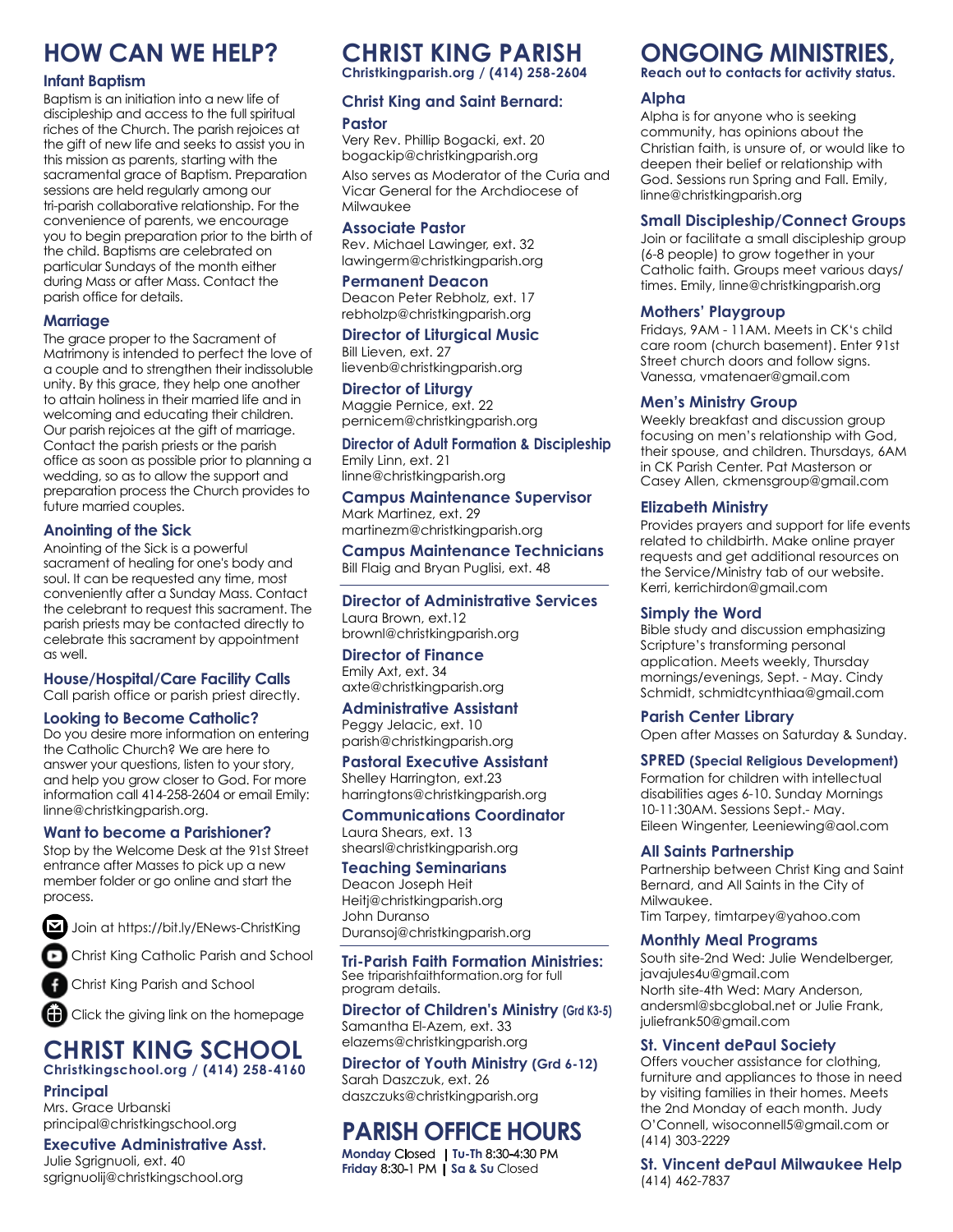# HOW CAN WE HELP?

### Infant Baptism

Baptism is an initiation into a new life of discipleship and access to the full spiritual riches of the Church. The parish rejoices at the gift of new life and seeks to assist you in this mission as parents, starting with the sacramental grace of Baptism. Preparation sessions are held regularly among our tri-parish collaborative relationship. For the convenience of parents, we encourage you to begin preparation prior to the birth of the child. Baptisms are celebrated on particular Sundays of the month either during Mass or after Mass. Contact the parish office for details.

### Marriage

The grace proper to the Sacrament of Matrimony is intended to perfect the love of a couple and to strengthen their indissoluble unity. By this grace, they help one another to attain holiness in their married life and in welcoming and educating their children. Our parish rejoices at the gift of marriage. Contact the parish priests or the parish office as soon as possible prior to planning a wedding, so as to allow the support and preparation process the Church provides to future married couples.

### Anointing of the Sick

Anointing of the Sick is a powerful sacrament of healing for one's body and soul. It can be requested any time, most conveniently after a Sunday Mass. Contact the celebrant to request this sacrament. The parish priests may be contacted directly to celebrate this sacrament by appointment as well.

### House/Hospital/Care Facility Calls

Call parish office or parish priest directly.

### Looking to Become Catholic?

Do you desire more information on entering the Catholic Church? We are here to answer your questions, listen to your story, and help you grow closer to God. For more information call 414-258-2604 or email Emily: linne@christkingparish.org.

### Want to become a Parishioner?

Stop by the Welcome Desk at the 91st Street entrance after Masses to pick up a new member folder or go online and start the process.

- Join at https://bit.ly/ENews-ChristKing
- Christ King Catholic Parish and School
- Christ King Parish and School
- Click the giving link on the homepage

# CHRIST KING SCHOOL

**Christkingschool.org / (414) 258-4160**

### Principal

Mrs. Grace Urbanski
principal@christkingschool.org

### Executive Administrative Asst.

Julie Sgrignuoli, ext. 40
sgrignuolij@christkingschool.org

# CHRIST KING PARISH

**Christkingparish.org / (414) 258-2604**

### Christ King and Saint Bernard:

### Pastor

Very Rev. Phillip Bogacki, ext. 20
bogackip@christkingparish.org

Also serves as Moderator of the Curia and Vicar General for the Archdiocese of Milwaukee

### Associate Pastor

Rev. Michael Lawinger, ext. 32
lawingerm@christkingparish.org

### Permanent Deacon

Deacon Peter Rebholz, ext. 17
rebholzp@christkingparish.org

### Director of Liturgical Music

Bill Lieven, ext. 27
lievenb@christkingparish.org

### Director of Liturgy

Maggie Pernice, ext. 22
pernicem@christkingparish.org

### Director of Adult Formation & Discipleship

Emily Linn, ext. 21
linne@christkingparish.org

### Campus Maintenance Supervisor

Mark Martinez, ext. 29
martinezm@christkingparish.org

### Campus Maintenance Technicians

Bill Flaig and Bryan Puglisi, ext. 48

---

### Director of Administrative Services

Laura Brown, ext.12
brownl@christkingparish.org

### Director of Finance

Emily Axt, ext. 34
axte@christkingparish.org

### Administrative Assistant

Peggy Jelacic, ext. 10
parish@christkingparish.org

### Pastoral Executive Assistant

Shelley Harrington, ext.23
harringtons@christkingparish.org

### Communications Coordinator

Laura Shears, ext. 13
shearsl@christkingparish.org

### Teaching Seminarians

Deacon Joseph Heit
Heitj@christkingparish.org
John Duranso
Duransoj@christkingparish.org

---

### Tri-Parish Faith Formation Ministries:

See triparishfaithformation.org for full program details.

### Director of Children's Ministry (Grd K3-5)

Samantha El-Azem, ext. 33
elazems@christkingparish.org

### Director of Youth Ministry (Grd 6-12)

Sarah Daszczuk, ext. 26
daszczuks@christkingparish.org

# PARISH OFFICE HOURS

**Monday** Closed | **Tu-Th** 8:30-4:30 PM
**Friday** 8:30-1 PM | **Sa & Su** Closed

# ONGOING MINISTRIES,

**Reach out to contacts for activity status.**

### Alpha

Alpha is for anyone who is seeking community, has opinions about the Christian faith, is unsure of, or would like to deepen their belief or relationship with God. Sessions run Spring and Fall. Emily, linne@christkingparish.org

### Small Discipleship/Connect Groups

Join or facilitate a small discipleship group (6-8 people) to grow together in your Catholic faith. Groups meet various days/times. Emily, linne@christkingparish.org

### Mothers' Playgroup

Fridays, 9AM - 11AM. Meets in CK's child care room (church basement). Enter 91st Street church doors and follow signs. Vanessa, vmatenaer@gmail.com

### Men's Ministry Group

Weekly breakfast and discussion group focusing on men's relationship with God, their spouse, and children. Thursdays, 6AM in CK Parish Center. Pat Masterson or Casey Allen, ckmensgroup@gmail.com

### Elizabeth Ministry

Provides prayers and support for life events related to childbirth. Make online prayer requests and get additional resources on the Service/Ministry tab of our website. Kerri, kerrichirdon@gmail.com

### Simply the Word

Bible study and discussion emphasizing Scripture's transforming personal application. Meets weekly, Thursday mornings/evenings, Sept. - May. Cindy Schmidt, schmidtcynthiaa@gmail.com

### Parish Center Library

Open after Masses on Saturday & Sunday.

### SPRED (Special Religious Development)

Formation for children with intellectual disabilities ages 6-10. Sunday Mornings 10-11:30AM. Sessions Sept.- May. Eileen Wingenter, Leeniewing@aol.com

### All Saints Partnership

Partnership between Christ King and Saint Bernard, and All Saints in the City of Milwaukee.
Tim Tarpey, timtarpey@yahoo.com

### Monthly Meal Programs

South site-2nd Wed: Julie Wendelberger, javajules4u@gmail.com
North site-4th Wed: Mary Anderson, andersml@sbcglobal.net or Julie Frank, juliefrank50@gmail.com

### St. Vincent dePaul Society

Offers voucher assistance for clothing, furniture and appliances to those in need by visiting families in their homes. Meets the 2nd Monday of each month. Judy O'Connell, wisoconnell5@gmail.com or (414) 303-2229

### St. Vincent dePaul Milwaukee Help

(414) 462-7837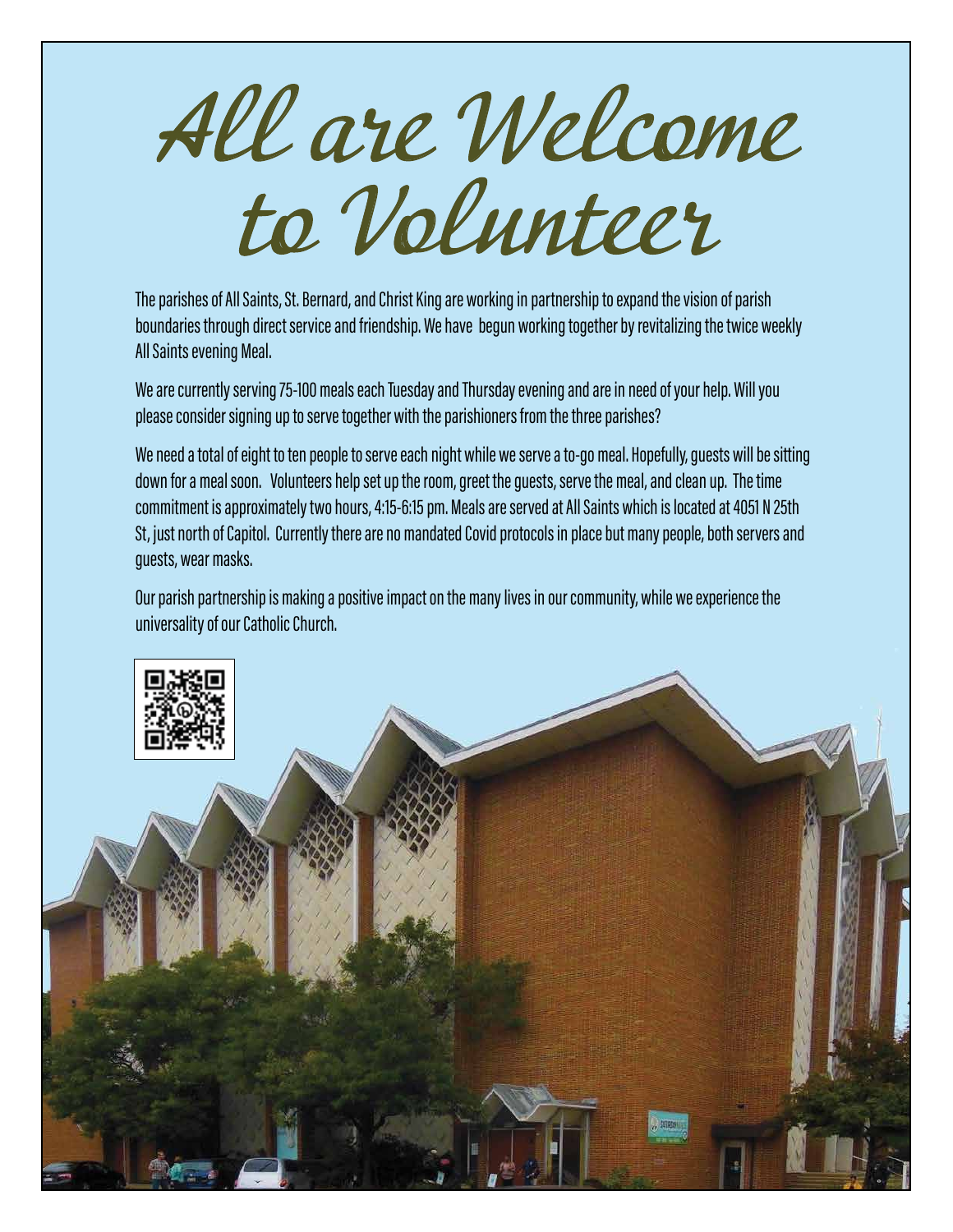# All are Welcome to Volunteer

The parishes of All Saints, St. Bernard, and Christ King are working in partnership to expand the vision of parish boundaries through direct service and friendship. We have begun working together by revitalizing the twice weekly All Saints evening Meal.

We are currently serving 75-100 meals each Tuesday and Thursday evening and are in need of your help. Will you please consider signing up to serve together with the parishioners from the three parishes?

We need a total of eight to ten people to serve each night while we serve a to-go meal. Hopefully, guests will be sitting down for a meal soon. Volunteers help set up the room, greet the guests, serve the meal, and clean up. The time commitment is approximately two hours, 4:15-6:15 pm. Meals are served at All Saints which is located at 4051 N 25th St, just north of Capitol. Currently there are no mandated Covid protocols in place but many people, both servers and guests, wear masks.

Our parish partnership is making a positive impact on the many lives in our community, while we experience the universality of our Catholic Church.